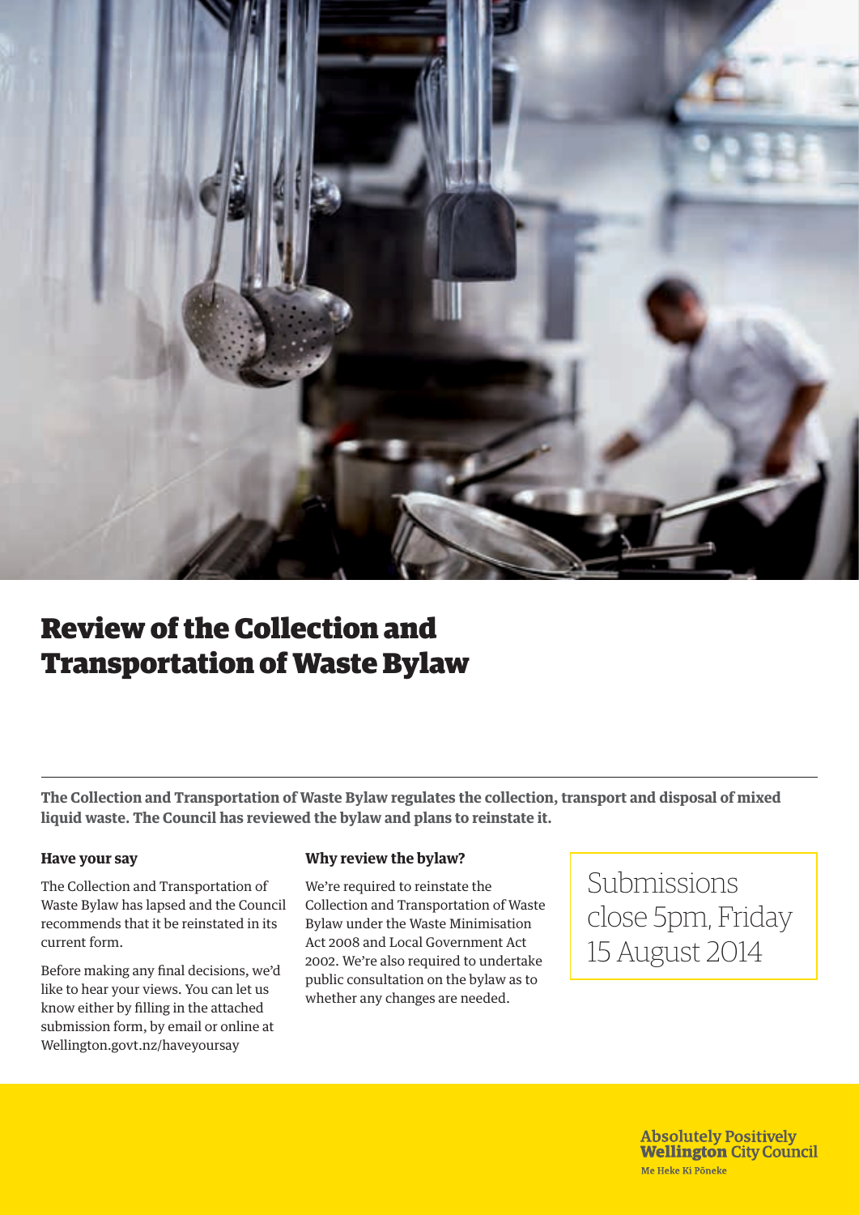# Review of the Collection and Transportation of Waste Bylaw

**The Collection and Transportation of Waste Bylaw regulates the collection, transport and disposal of mixed liquid waste. The Council has reviewed the bylaw and plans to reinstate it.**

### Have your say

The Collection and Transportation of Waste Bylaw has lapsed and the Council recommends that it be reinstated in its current form.

Before making any final decisions, we'd like to hear your views. You can let us know either by filling in the attached submission form, by email or online at Wellington.govt.nz/haveyoursay

### Why review the bylaw?

We're required to reinstate the Collection and Transportation of Waste Bylaw under the Waste Minimisation Act 2008 and Local Government Act 2002. We're also required to undertake public consultation on the bylaw as to whether any changes are needed.

Submissions close 5pm, Friday 15 August 2014

Absolutely Positively **Wellington** City Council
Me Heke Ki Pōneke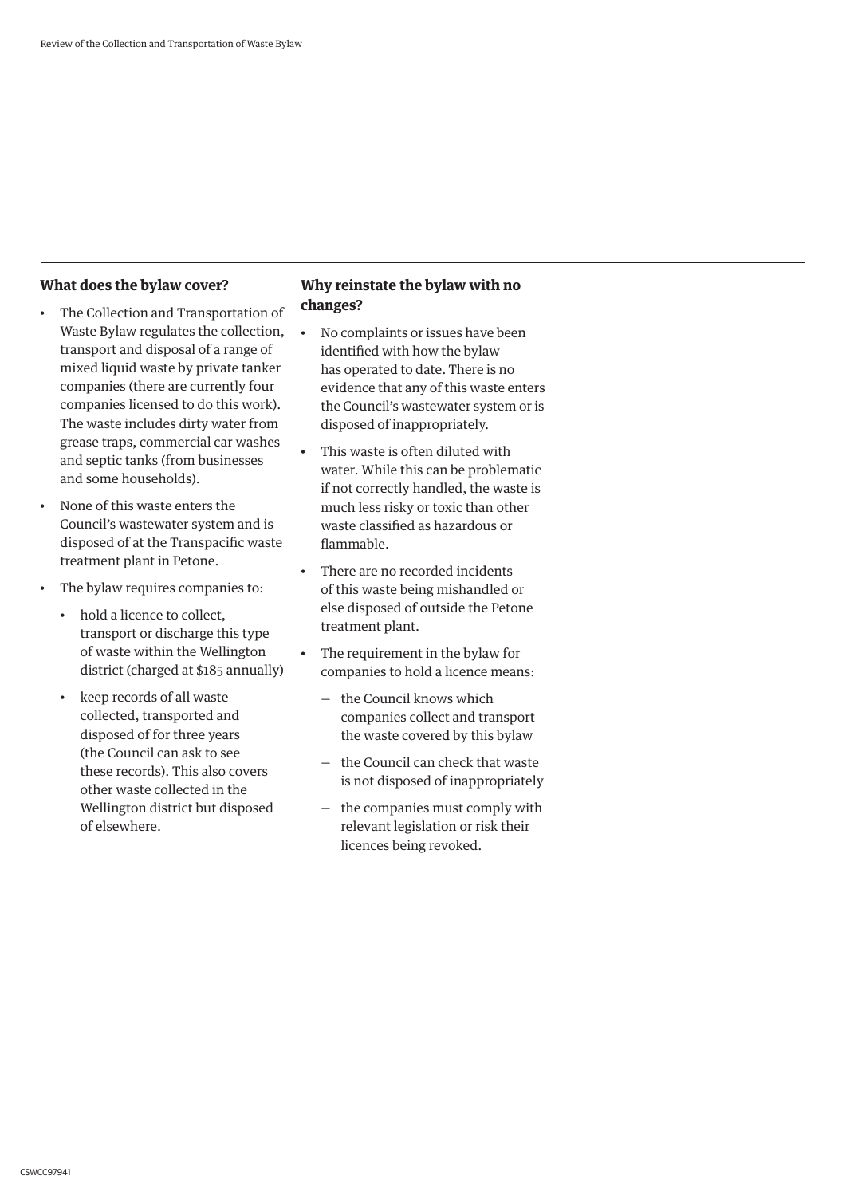## What does the bylaw cover?

- The Collection and Transportation of Waste Bylaw regulates the collection, transport and disposal of a range of mixed liquid waste by private tanker companies (there are currently four companies licensed to do this work). The waste includes dirty water from grease traps, commercial car washes and septic tanks (from businesses and some households).
- None of this waste enters the Council's wastewater system and is disposed of at the Transpacific waste treatment plant in Petone.
- The bylaw requires companies to:
  - hold a licence to collect, transport or discharge this type of waste within the Wellington district (charged at $185 annually)
  - keep records of all waste collected, transported and disposed of for three years (the Council can ask to see these records). This also covers other waste collected in the Wellington district but disposed of elsewhere.

## Why reinstate the bylaw with no changes?

- No complaints or issues have been identified with how the bylaw has operated to date. There is no evidence that any of this waste enters the Council's wastewater system or is disposed of inappropriately.
- This waste is often diluted with water. While this can be problematic if not correctly handled, the waste is much less risky or toxic than other waste classified as hazardous or flammable.
- There are no recorded incidents of this waste being mishandled or else disposed of outside the Petone treatment plant.
- The requirement in the bylaw for companies to hold a licence means:
  - the Council knows which companies collect and transport the waste covered by this bylaw
  - the Council can check that waste is not disposed of inappropriately
  - the companies must comply with relevant legislation or risk their licences being revoked.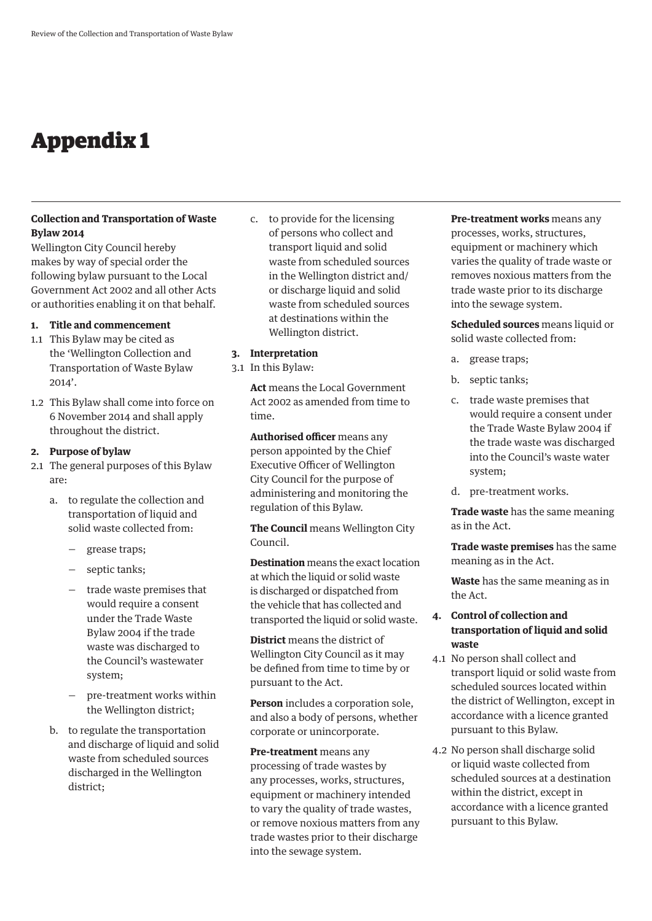# Appendix 1

**Collection and Transportation of Waste Bylaw 2014**

Wellington City Council hereby makes by way of special order the following bylaw pursuant to the Local Government Act 2002 and all other Acts or authorities enabling it on that behalf.

**1. Title and commencement**

1.1 This Bylaw may be cited as the 'Wellington Collection and Transportation of Waste Bylaw 2014'.

1.2 This Bylaw shall come into force on 6 November 2014 and shall apply throughout the district.

**2. Purpose of bylaw**

2.1 The general purposes of this Bylaw are:

a. to regulate the collection and transportation of liquid and solid waste collected from:

- grease traps;
- septic tanks;
- trade waste premises that would require a consent under the Trade Waste Bylaw 2004 if the trade waste was discharged to the Council's wastewater system;
- pre-treatment works within the Wellington district;

b. to regulate the transportation and discharge of liquid and solid waste from scheduled sources discharged in the Wellington district;

c. to provide for the licensing of persons who collect and transport liquid and solid waste from scheduled sources in the Wellington district and/or discharge liquid and solid waste from scheduled sources at destinations within the Wellington district.

**3. Interpretation**

3.1 In this Bylaw:

**Act** means the Local Government Act 2002 as amended from time to time.

**Authorised officer** means any person appointed by the Chief Executive Officer of Wellington City Council for the purpose of administering and monitoring the regulation of this Bylaw.

**The Council** means Wellington City Council.

**Destination** means the exact location at which the liquid or solid waste is discharged or dispatched from the vehicle that has collected and transported the liquid or solid waste.

**District** means the district of Wellington City Council as it may be defined from time to time by or pursuant to the Act.

**Person** includes a corporation sole, and also a body of persons, whether corporate or unincorporate.

**Pre-treatment** means any processing of trade wastes by any processes, works, structures, equipment or machinery intended to vary the quality of trade wastes, or remove noxious matters from any trade wastes prior to their discharge into the sewage system.

**Pre-treatment works** means any processes, works, structures, equipment or machinery which varies the quality of trade waste or removes noxious matters from the trade waste prior to its discharge into the sewage system.

**Scheduled sources** means liquid or solid waste collected from:

a. grease traps;

b. septic tanks;

c. trade waste premises that would require a consent under the Trade Waste Bylaw 2004 if the trade waste was discharged into the Council's waste water system;

d. pre-treatment works.

**Trade waste** has the same meaning as in the Act.

**Trade waste premises** has the same meaning as in the Act.

**Waste** has the same meaning as in the Act.

**4. Control of collection and transportation of liquid and solid waste**

4.1 No person shall collect and transport liquid or solid waste from scheduled sources located within the district of Wellington, except in accordance with a licence granted pursuant to this Bylaw.

4.2 No person shall discharge solid or liquid waste collected from scheduled sources at a destination within the district, except in accordance with a licence granted pursuant to this Bylaw.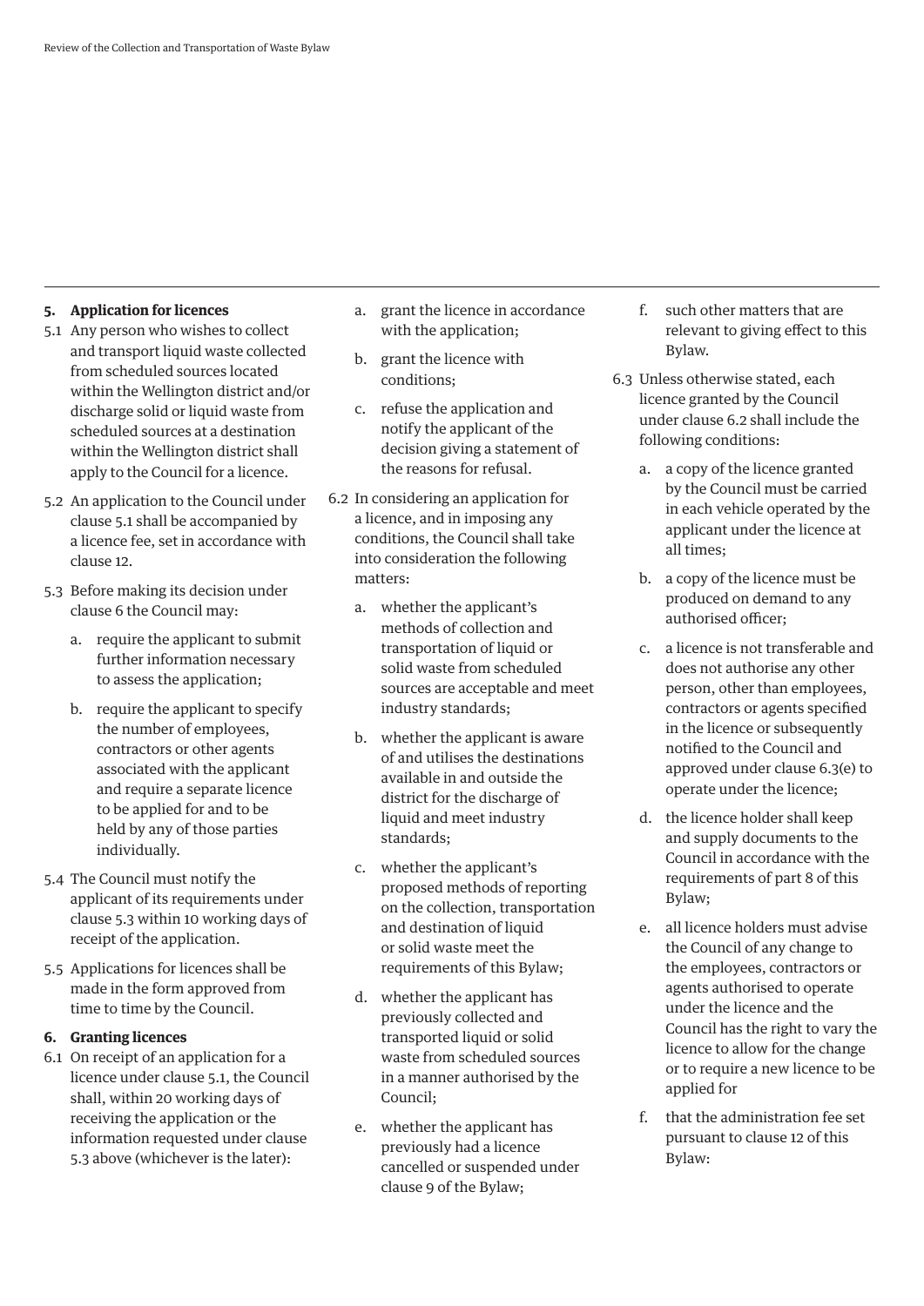## 5. Application for licences

5.1 Any person who wishes to collect and transport liquid waste collected from scheduled sources located within the Wellington district and/or discharge solid or liquid waste from scheduled sources at a destination within the Wellington district shall apply to the Council for a licence.

5.2 An application to the Council under clause 5.1 shall be accompanied by a licence fee, set in accordance with clause 12.

5.3 Before making its decision under clause 6 the Council may:

a. require the applicant to submit further information necessary to assess the application;

b. require the applicant to specify the number of employees, contractors or other agents associated with the applicant and require a separate licence to be applied for and to be held by any of those parties individually.

5.4 The Council must notify the applicant of its requirements under clause 5.3 within 10 working days of receipt of the application.

5.5 Applications for licences shall be made in the form approved from time to time by the Council.

## 6. Granting licences

6.1 On receipt of an application for a licence under clause 5.1, the Council shall, within 20 working days of receiving the application or the information requested under clause 5.3 above (whichever is the later):

a. grant the licence in accordance with the application;

b. grant the licence with conditions;

c. refuse the application and notify the applicant of the decision giving a statement of the reasons for refusal.

6.2 In considering an application for a licence, and in imposing any conditions, the Council shall take into consideration the following matters:

a. whether the applicant's methods of collection and transportation of liquid or solid waste from scheduled sources are acceptable and meet industry standards;

b. whether the applicant is aware of and utilises the destinations available in and outside the district for the discharge of liquid and meet industry standards;

c. whether the applicant's proposed methods of reporting on the collection, transportation and destination of liquid or solid waste meet the requirements of this Bylaw;

d. whether the applicant has previously collected and transported liquid or solid waste from scheduled sources in a manner authorised by the Council;

e. whether the applicant has previously had a licence cancelled or suspended under clause 9 of the Bylaw;

f. such other matters that are relevant to giving effect to this Bylaw.

6.3 Unless otherwise stated, each licence granted by the Council under clause 6.2 shall include the following conditions:

a. a copy of the licence granted by the Council must be carried in each vehicle operated by the applicant under the licence at all times;

b. a copy of the licence must be produced on demand to any authorised officer;

c. a licence is not transferable and does not authorise any other person, other than employees, contractors or agents specified in the licence or subsequently notified to the Council and approved under clause 6.3(e) to operate under the licence;

d. the licence holder shall keep and supply documents to the Council in accordance with the requirements of part 8 of this Bylaw;

e. all licence holders must advise the Council of any change to the employees, contractors or agents authorised to operate under the licence and the Council has the right to vary the licence to allow for the change or to require a new licence to be applied for

f. that the administration fee set pursuant to clause 12 of this Bylaw: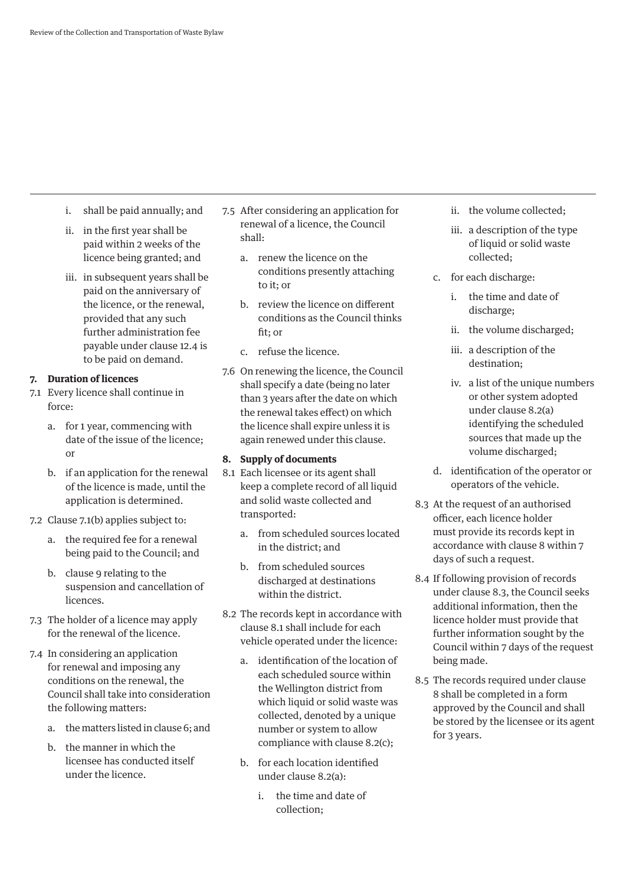i. shall be paid annually; and

ii. in the first year shall be paid within 2 weeks of the licence being granted; and

iii. in subsequent years shall be paid on the anniversary of the licence, or the renewal, provided that any such further administration fee payable under clause 12.4 is to be paid on demand.

**7. Duration of licences**

7.1 Every licence shall continue in force:

a. for 1 year, commencing with date of the issue of the licence; or

b. if an application for the renewal of the licence is made, until the application is determined.

7.2 Clause 7.1(b) applies subject to:

a. the required fee for a renewal being paid to the Council; and

b. clause 9 relating to the suspension and cancellation of licences.

7.3 The holder of a licence may apply for the renewal of the licence.

7.4 In considering an application for renewal and imposing any conditions on the renewal, the Council shall take into consideration the following matters:

a. the matters listed in clause 6; and

b. the manner in which the licensee has conducted itself under the licence.

7.5 After considering an application for renewal of a licence, the Council shall:

a. renew the licence on the conditions presently attaching to it; or

b. review the licence on different conditions as the Council thinks fit; or

c. refuse the licence.

7.6 On renewing the licence, the Council shall specify a date (being no later than 3 years after the date on which the renewal takes effect) on which the licence shall expire unless it is again renewed under this clause.

**8. Supply of documents**

8.1 Each licensee or its agent shall keep a complete record of all liquid and solid waste collected and transported:

a. from scheduled sources located in the district; and

b. from scheduled sources discharged at destinations within the district.

8.2 The records kept in accordance with clause 8.1 shall include for each vehicle operated under the licence:

a. identification of the location of each scheduled source within the Wellington district from which liquid or solid waste was collected, denoted by a unique number or system to allow compliance with clause 8.2(c);

b. for each location identified under clause 8.2(a):

i. the time and date of collection;

ii. the volume collected;

iii. a description of the type of liquid or solid waste collected;

c. for each discharge:

i. the time and date of discharge;

ii. the volume discharged;

iii. a description of the destination;

iv. a list of the unique numbers or other system adopted under clause 8.2(a) identifying the scheduled sources that made up the volume discharged;

d. identification of the operator or operators of the vehicle.

8.3 At the request of an authorised officer, each licence holder must provide its records kept in accordance with clause 8 within 7 days of such a request.

8.4 If following provision of records under clause 8.3, the Council seeks additional information, then the licence holder must provide that further information sought by the Council within 7 days of the request being made.

8.5 The records required under clause 8 shall be completed in a form approved by the Council and shall be stored by the licensee or its agent for 3 years.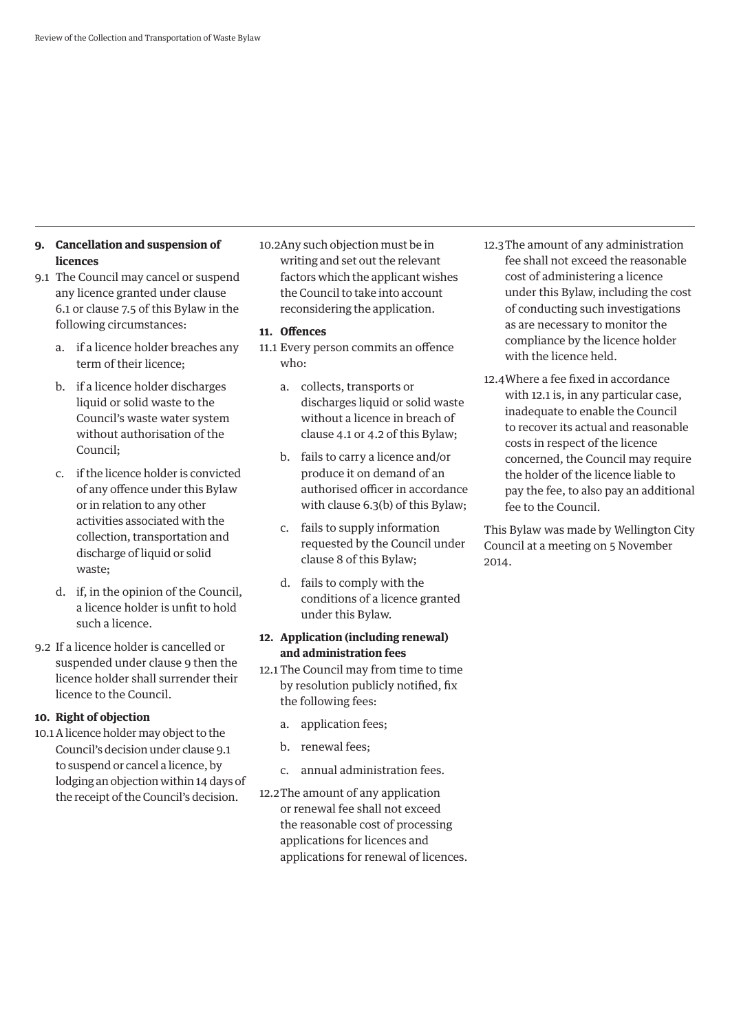## 9. Cancellation and suspension of licences

9.1 The Council may cancel or suspend any licence granted under clause 6.1 or clause 7.5 of this Bylaw in the following circumstances:

a. if a licence holder breaches any term of their licence;

b. if a licence holder discharges liquid or solid waste to the Council's waste water system without authorisation of the Council;

c. if the licence holder is convicted of any offence under this Bylaw or in relation to any other activities associated with the collection, transportation and discharge of liquid or solid waste;

d. if, in the opinion of the Council, a licence holder is unfit to hold such a licence.

9.2 If a licence holder is cancelled or suspended under clause 9 then the licence holder shall surrender their licence to the Council.

## 10. Right of objection

10.1 A licence holder may object to the Council's decision under clause 9.1 to suspend or cancel a licence, by lodging an objection within 14 days of the receipt of the Council's decision.

10.2 Any such objection must be in writing and set out the relevant factors which the applicant wishes the Council to take into account reconsidering the application.

## 11. Offences

11.1 Every person commits an offence who:

a. collects, transports or discharges liquid or solid waste without a licence in breach of clause 4.1 or 4.2 of this Bylaw;

b. fails to carry a licence and/or produce it on demand of an authorised officer in accordance with clause 6.3(b) of this Bylaw;

c. fails to supply information requested by the Council under clause 8 of this Bylaw;

d. fails to comply with the conditions of a licence granted under this Bylaw.

## 12. Application (including renewal) and administration fees

12.1 The Council may from time to time by resolution publicly notified, fix the following fees:

a. application fees;

b. renewal fees;

c. annual administration fees.

12.2 The amount of any application or renewal fee shall not exceed the reasonable cost of processing applications for licences and applications for renewal of licences.

12.3 The amount of any administration fee shall not exceed the reasonable cost of administering a licence under this Bylaw, including the cost of conducting such investigations as are necessary to monitor the compliance by the licence holder with the licence held.

12.4 Where a fee fixed in accordance with 12.1 is, in any particular case, inadequate to enable the Council to recover its actual and reasonable costs in respect of the licence concerned, the Council may require the holder of the licence liable to pay the fee, to also pay an additional fee to the Council.

This Bylaw was made by Wellington City Council at a meeting on 5 November 2014.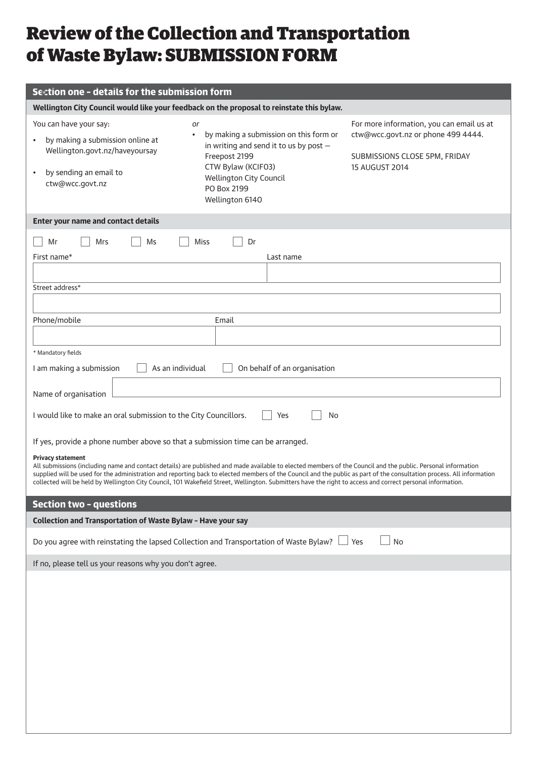# Review of the Collection and Transportation of Waste Bylaw: SUBMISSION FORM

## Section one – details for the submission form

**Wellington City Council would like your feedback on the proposal to reinstate this bylaw.**

You can have your say:

- by making a submission online at Wellington.govt.nz/haveyoursay
- by sending an email to ctw@wcc.govt.nz

*or*

- by making a submission on this form or in writing and send it to us by post — Freepost 2199 CTW Bylaw (KCIF03) Wellington City Council PO Box 2199 Wellington 6140

For more information, you can email us at ctw@wcc.govt.nz or phone 499 4444.

SUBMISSIONS CLOSE 5PM, FRIDAY 15 AUGUST 2014

**Enter your name and contact details**

☐ Mr ☐ Mrs ☐ Ms ☐ Miss ☐ Dr

First name* Last name

Street address*

Phone/mobile Email

* Mandatory fields

I am making a submission ☐ As an individual ☐ On behalf of an organisation

Name of organisation

I would like to make an oral submission to the City Councillors. ☐ Yes ☐ No

If yes, provide a phone number above so that a submission time can be arranged.

**Privacy statement**
All submissions (including name and contact details) are published and made available to elected members of the Council and the public. Personal information supplied will be used for the administration and reporting back to elected members of the Council and the public as part of the consultation process. All information collected will be held by Wellington City Council, 101 Wakefield Street, Wellington. Submitters have the right to access and correct personal information.

## Section two – questions

**Collection and Transportation of Waste Bylaw – Have your say**

Do you agree with reinstating the lapsed Collection and Transportation of Waste Bylaw? ☐ Yes ☐ No

If no, please tell us your reasons why you don't agree.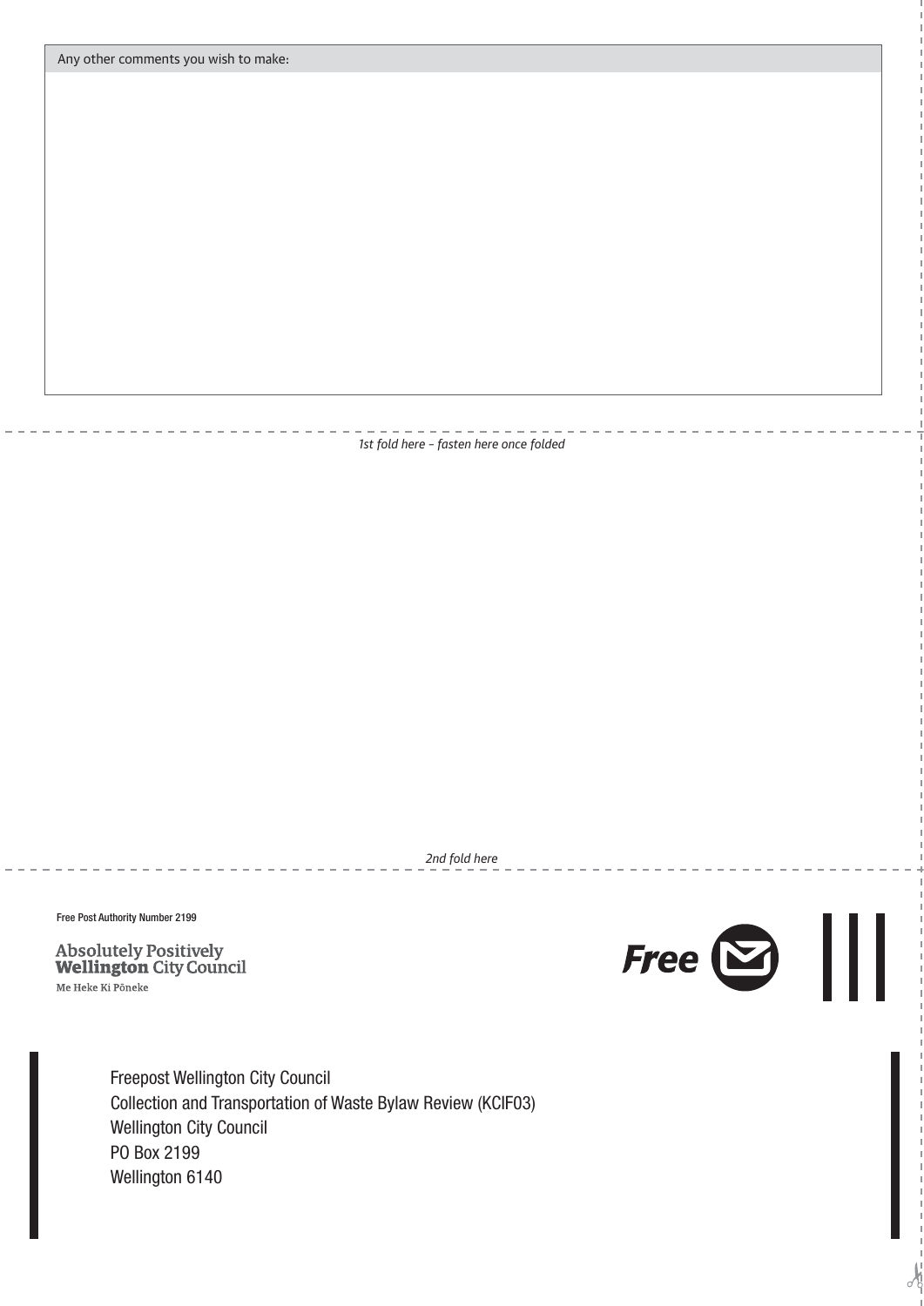Any other comments you wish to make:

*1st fold here – fasten here once folded*

*2nd fold here*

Free Post Authority Number 2199

Absolutely Positively
**Wellington** City Council

Me Heke Ki Pōneke

Free

Freepost Wellington City Council
Collection and Transportation of Waste Bylaw Review (KCIF03)
Wellington City Council
PO Box 2199
Wellington 6140